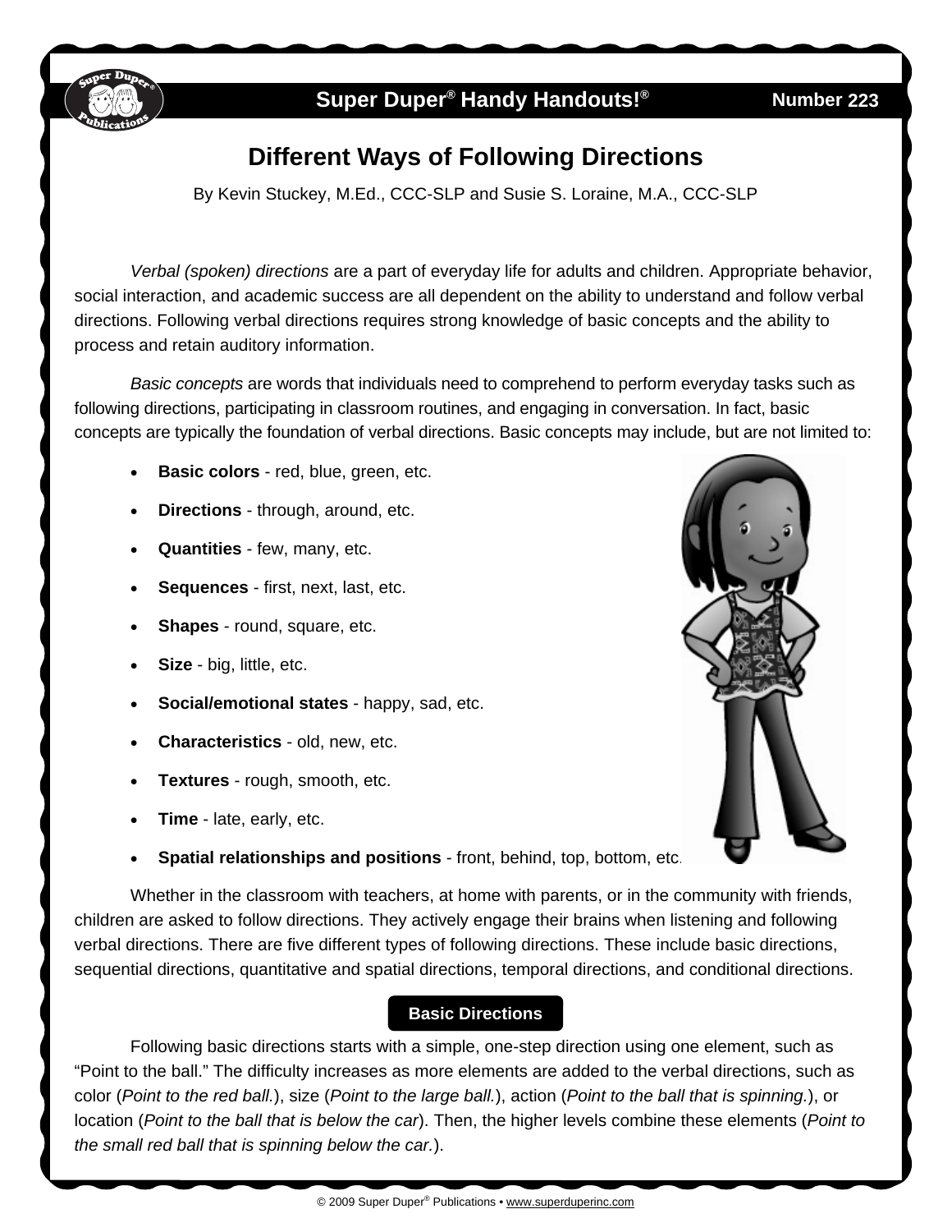Super Duper® Handy Handouts!® Number 223

# Different Ways of Following Directions

By Kevin Stuckey, M.Ed., CCC-SLP and Susie S. Loraine, M.A., CCC-SLP

*Verbal (spoken) directions* are a part of everyday life for adults and children. Appropriate behavior, social interaction, and academic success are all dependent on the ability to understand and follow verbal directions. Following verbal directions requires strong knowledge of basic concepts and the ability to process and retain auditory information.

*Basic concepts* are words that individuals need to comprehend to perform everyday tasks such as following directions, participating in classroom routines, and engaging in conversation. In fact, basic concepts are typically the foundation of verbal directions. Basic concepts may include, but are not limited to:

- **Basic colors** - red, blue, green, etc.
- **Directions** - through, around, etc.
- **Quantities** - few, many, etc.
- **Sequences** - first, next, last, etc.
- **Shapes** - round, square, etc.
- **Size** - big, little, etc.
- **Social/emotional states** - happy, sad, etc.
- **Characteristics** - old, new, etc.
- **Textures** - rough, smooth, etc.
- **Time** - late, early, etc.
- **Spatial relationships and positions** - front, behind, top, bottom, etc.

Whether in the classroom with teachers, at home with parents, or in the community with friends, children are asked to follow directions. They actively engage their brains when listening and following verbal directions. There are five different types of following directions. These include basic directions, sequential directions, quantitative and spatial directions, temporal directions, and conditional directions.

## Basic Directions

Following basic directions starts with a simple, one-step direction using one element, such as "Point to the ball." The difficulty increases as more elements are added to the verbal directions, such as color (*Point to the red ball.*), size (*Point to the large ball.*), action (*Point to the ball that is spinning.*), or location (*Point to the ball that is below the car*). Then, the higher levels combine these elements (*Point to the small red ball that is spinning below the car.*).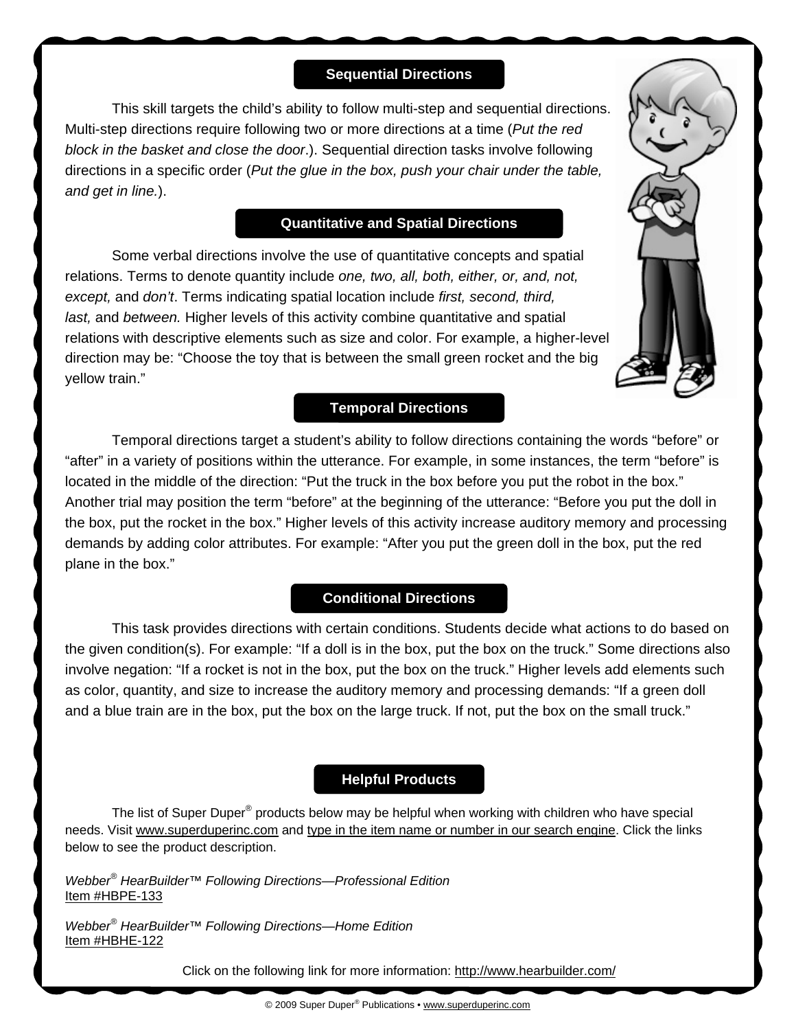## Sequential Directions

This skill targets the child's ability to follow multi-step and sequential directions. Multi-step directions require following two or more directions at a time (*Put the red block in the basket and close the door*.). Sequential direction tasks involve following directions in a specific order (*Put the glue in the box, push your chair under the table, and get in line.*).

## Quantitative and Spatial Directions

Some verbal directions involve the use of quantitative concepts and spatial relations. Terms to denote quantity include *one, two, all, both, either, or, and, not, except,* and *don't*. Terms indicating spatial location include *first, second, third, last,* and *between.* Higher levels of this activity combine quantitative and spatial relations with descriptive elements such as size and color. For example, a higher-level direction may be: "Choose the toy that is between the small green rocket and the big yellow train."

## Temporal Directions

Temporal directions target a student's ability to follow directions containing the words "before" or "after" in a variety of positions within the utterance. For example, in some instances, the term "before" is located in the middle of the direction: "Put the truck in the box before you put the robot in the box." Another trial may position the term "before" at the beginning of the utterance: "Before you put the doll in the box, put the rocket in the box." Higher levels of this activity increase auditory memory and processing demands by adding color attributes. For example: "After you put the green doll in the box, put the red plane in the box."

## Conditional Directions

This task provides directions with certain conditions. Students decide what actions to do based on the given condition(s). For example: "If a doll is in the box, put the box on the truck." Some directions also involve negation: "If a rocket is not in the box, put the box on the truck." Higher levels add elements such as color, quantity, and size to increase the auditory memory and processing demands: "If a green doll and a blue train are in the box, put the box on the large truck. If not, put the box on the small truck."

## Helpful Products

The list of Super Duper® products below may be helpful when working with children who have special needs. Visit www.superduperinc.com and type in the item name or number in our search engine. Click the links below to see the product description.

*Webber® HearBuilder™ Following Directions—Professional Edition*
Item #HBPE-133

*Webber® HearBuilder™ Following Directions—Home Edition*
Item #HBHE-122

Click on the following link for more information: http://www.hearbuilder.com/

© 2009 Super Duper® Publications • www.superduperinc.com